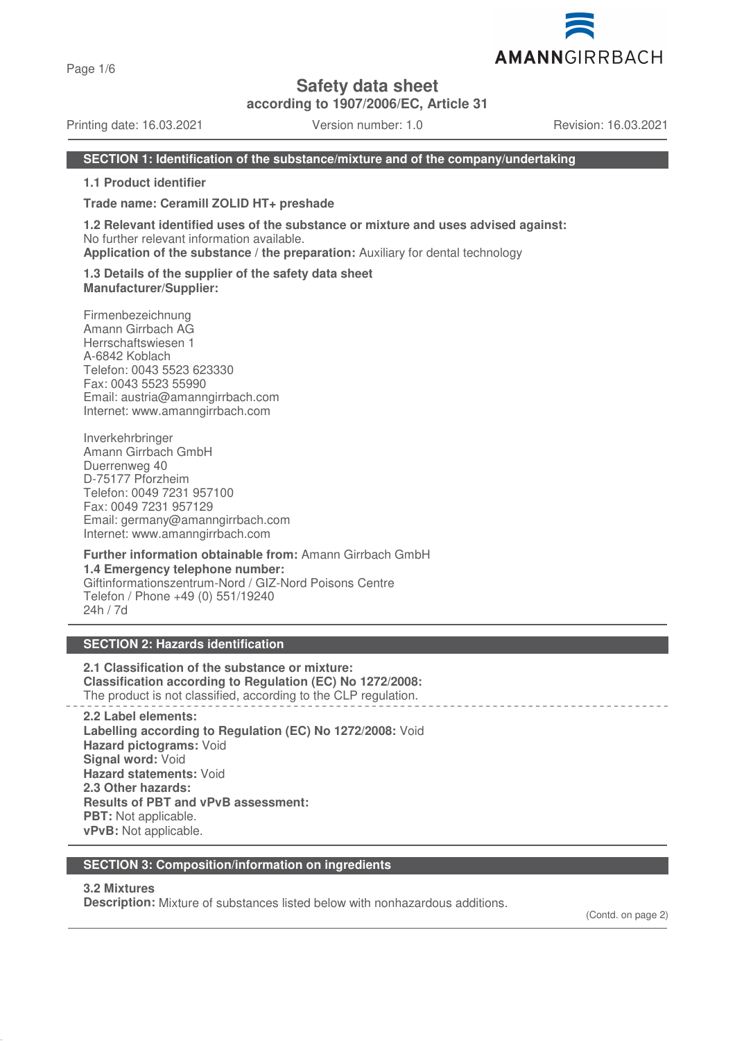# Safety data sheet

**according to 1907/2006/EC, Article 31**

Printing date: 16.03.2021 Version number: 1.0 Revision: 16.03.2021

## SECTION 1: Identification of the substance/mixture and of the company/undertaking

**1.1 Product identifier**

**Trade name: Ceramill ZOLID HT+ preshade**

**1.2 Relevant identified uses of the substance or mixture and uses advised against:**
No further relevant information available.
**Application of the substance / the preparation:** Auxiliary for dental technology

**1.3 Details of the supplier of the safety data sheet**
**Manufacturer/Supplier:**

Firmenbezeichnung
Amann Girrbach AG
Herrschaftswiesen 1
A-6842 Koblach
Telefon: 0043 5523 623330
Fax: 0043 5523 55990
Email: austria@amanngirrbach.com
Internet: www.amanngirrbach.com

Inverkehrbringer
Amann Girrbach GmbH
Duerrenweg 40
D-75177 Pforzheim
Telefon: 0049 7231 957100
Fax: 0049 7231 957129
Email: germany@amanngirrbach.com
Internet: www.amanngirrbach.com

**Further information obtainable from:** Amann Girrbach GmbH
**1.4 Emergency telephone number:**
Giftinformationszentrum-Nord / GIZ-Nord Poisons Centre
Telefon / Phone +49 (0) 551/19240
24h / 7d

## SECTION 2: Hazards identification

**2.1 Classification of the substance or mixture:**
**Classification according to Regulation (EC) No 1272/2008:**
The product is not classified, according to the CLP regulation.

**2.2 Label elements:**
**Labelling according to Regulation (EC) No 1272/2008:** Void
**Hazard pictograms:** Void
**Signal word:** Void
**Hazard statements:** Void
**2.3 Other hazards:**
**Results of PBT and vPvB assessment:**
**PBT:** Not applicable.
**vPvB:** Not applicable.

## SECTION 3: Composition/information on ingredients

**3.2 Mixtures**
**Description:** Mixture of substances listed below with nonhazardous additions.

(Contd. on page 2)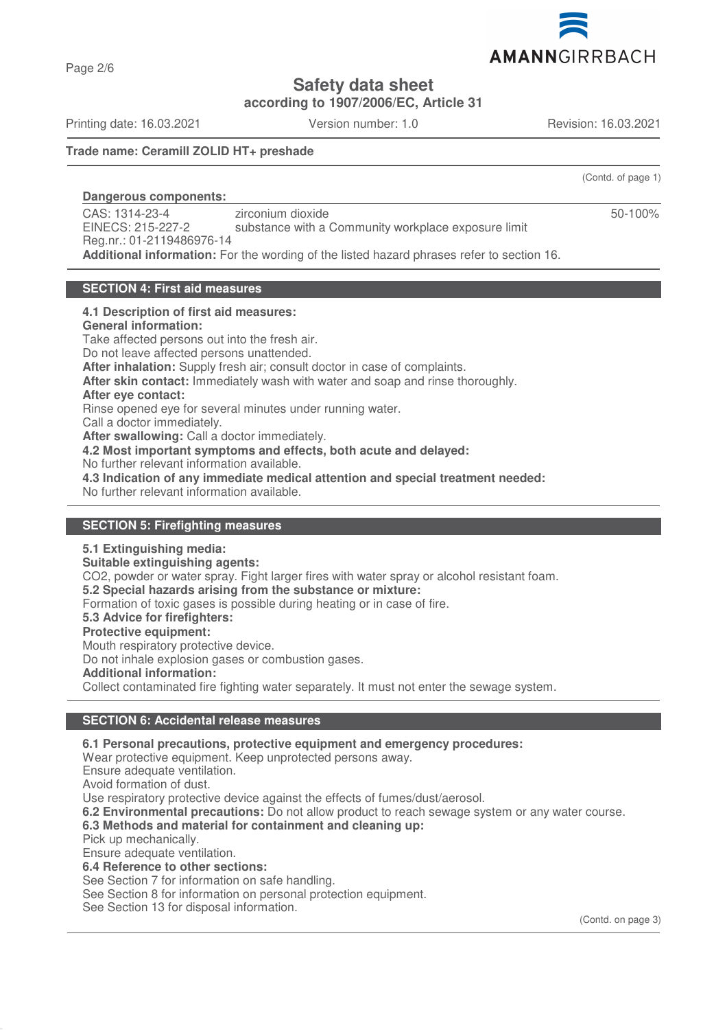(Contd. of page 1)

**Dangerous components:**

| | | |
|---|---|---|
| CAS: 1314-23-4<br>EINECS: 215-227-2<br>Reg.nr.: 01-2119486976-14 | zirconium dioxide<br>substance with a Community workplace exposure limit | 50-100% |

**Additional information:** For the wording of the listed hazard phrases refer to section 16.

## SECTION 4: First aid measures

**4.1 Description of first aid measures:**

**General information:**

Take affected persons out into the fresh air.
Do not leave affected persons unattended.

**After inhalation:** Supply fresh air; consult doctor in case of complaints.

**After skin contact:** Immediately wash with water and soap and rinse thoroughly.

**After eye contact:**

Rinse opened eye for several minutes under running water.
Call a doctor immediately.

**After swallowing:** Call a doctor immediately.

**4.2 Most important symptoms and effects, both acute and delayed:**

No further relevant information available.

**4.3 Indication of any immediate medical attention and special treatment needed:**

No further relevant information available.

## SECTION 5: Firefighting measures

**5.1 Extinguishing media:**

**Suitable extinguishing agents:**

CO2, powder or water spray. Fight larger fires with water spray or alcohol resistant foam.

**5.2 Special hazards arising from the substance or mixture:**

Formation of toxic gases is possible during heating or in case of fire.

**5.3 Advice for firefighters:**

**Protective equipment:**

Mouth respiratory protective device.
Do not inhale explosion gases or combustion gases.

**Additional information:**

Collect contaminated fire fighting water separately. It must not enter the sewage system.

## SECTION 6: Accidental release measures

**6.1 Personal precautions, protective equipment and emergency procedures:**

Wear protective equipment. Keep unprotected persons away.
Ensure adequate ventilation.
Avoid formation of dust.
Use respiratory protective device against the effects of fumes/dust/aerosol.

**6.2 Environmental precautions:** Do not allow product to reach sewage system or any water course.

**6.3 Methods and material for containment and cleaning up:**

Pick up mechanically.
Ensure adequate ventilation.

**6.4 Reference to other sections:**

See Section 7 for information on safe handling.
See Section 8 for information on personal protection equipment.
See Section 13 for disposal information.

(Contd. on page 3)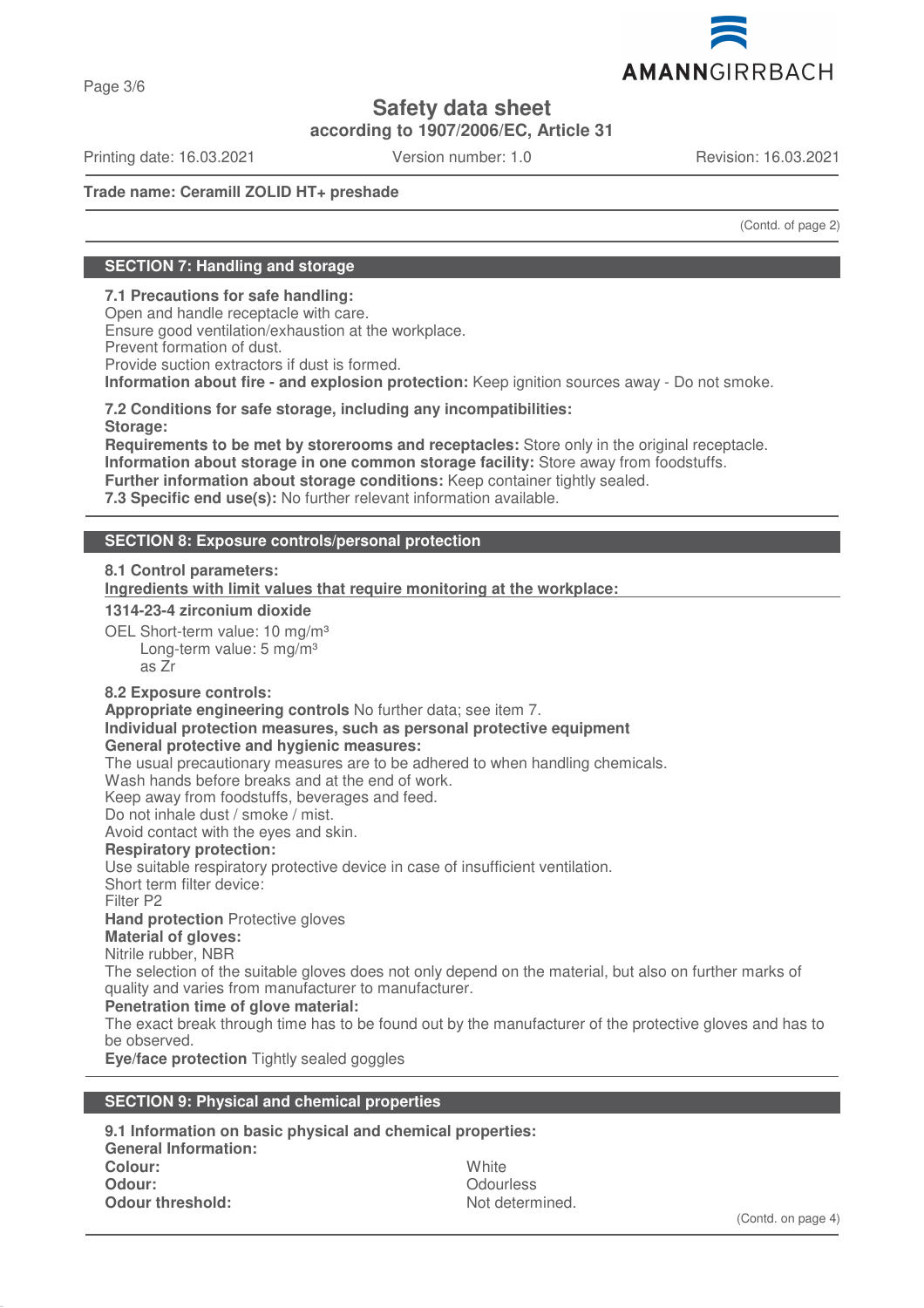**Trade name: Ceramill ZOLID HT+ preshade**

(Contd. of page 2)

## SECTION 7: Handling and storage

**7.1 Precautions for safe handling:**
Open and handle receptacle with care.
Ensure good ventilation/exhaustion at the workplace.
Prevent formation of dust.
Provide suction extractors if dust is formed.
**Information about fire - and explosion protection:** Keep ignition sources away - Do not smoke.

**7.2 Conditions for safe storage, including any incompatibilities:**
**Storage:**
**Requirements to be met by storerooms and receptacles:** Store only in the original receptacle.
**Information about storage in one common storage facility:** Store away from foodstuffs.
**Further information about storage conditions:** Keep container tightly sealed.
**7.3 Specific end use(s):** No further relevant information available.

## SECTION 8: Exposure controls/personal protection

**8.1 Control parameters:**
**Ingredients with limit values that require monitoring at the workplace:**

**1314-23-4 zirconium dioxide**

OEL Short-term value: 10 mg/m³
Long-term value: 5 mg/m³
as Zr

**8.2 Exposure controls:**
**Appropriate engineering controls** No further data; see item 7.
**Individual protection measures, such as personal protective equipment**
**General protective and hygienic measures:**
The usual precautionary measures are to be adhered to when handling chemicals.
Wash hands before breaks and at the end of work.
Keep away from foodstuffs, beverages and feed.
Do not inhale dust / smoke / mist.
Avoid contact with the eyes and skin.
**Respiratory protection:**
Use suitable respiratory protective device in case of insufficient ventilation.
Short term filter device:
Filter P2
**Hand protection** Protective gloves
**Material of gloves:**
Nitrile rubber, NBR
The selection of the suitable gloves does not only depend on the material, but also on further marks of quality and varies from manufacturer to manufacturer.
**Penetration time of glove material:**
The exact break through time has to be found out by the manufacturer of the protective gloves and has to be observed.
**Eye/face protection** Tightly sealed goggles

## SECTION 9: Physical and chemical properties

**9.1 Information on basic physical and chemical properties:**
**General Information:**

| | |
|---|---|
| **Colour:** | White |
| **Odour:** | Odourless |
| **Odour threshold:** | Not determined. |

(Contd. on page 4)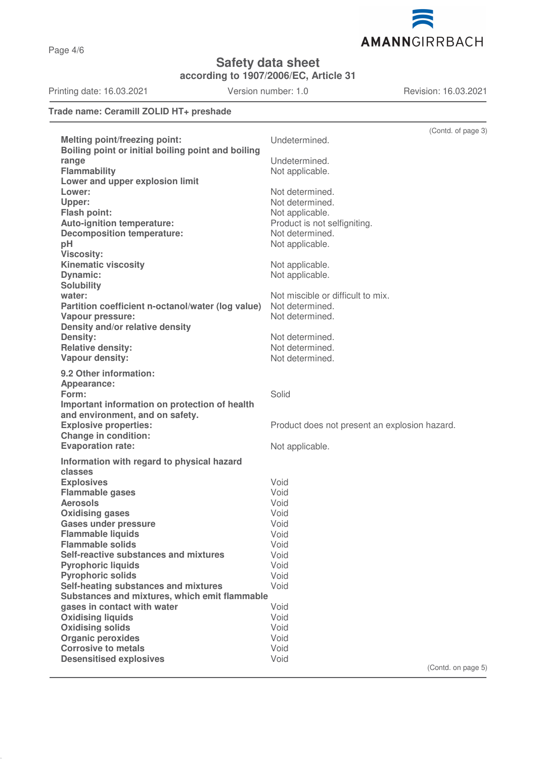**Trade name: Ceramill ZOLID HT+ preshade**

(Contd. of page 3)

| | |
|---|---|
| **Melting point/freezing point:** | Undetermined. |
| **Boiling point or initial boiling point and boiling range** | Undetermined. |
| **Flammability** | Not applicable. |
| **Lower and upper explosion limit** | |
| **Lower:** | Not determined. |
| **Upper:** | Not determined. |
| **Flash point:** | Not applicable. |
| **Auto-ignition temperature:** | Product is not selfigniting. |
| **Decomposition temperature:** | Not determined. |
| **pH** | Not applicable. |
| **Viscosity:** | |
| **Kinematic viscosity** | Not applicable. |
| **Dynamic:** | Not applicable. |
| **Solubility** | |
| **water:** | Not miscible or difficult to mix. |
| **Partition coefficient n-octanol/water (log value)** | Not determined. |
| **Vapour pressure:** | Not determined. |
| **Density and/or relative density** | |
| **Density:** | Not determined. |
| **Relative density:** | Not determined. |
| **Vapour density:** | Not determined. |

| | |
|---|---|
| **9.2 Other information:** | |
| **Appearance:** | |
| **Form:** | Solid |
| **Important information on protection of health and environment, and on safety.** | |
| **Explosive properties:** | Product does not present an explosion hazard. |
| **Change in condition:** | |
| **Evaporation rate:** | Not applicable. |

| | |
|---|---|
| **Information with regard to physical hazard classes** | |
| **Explosives** | Void |
| **Flammable gases** | Void |
| **Aerosols** | Void |
| **Oxidising gases** | Void |
| **Gases under pressure** | Void |
| **Flammable liquids** | Void |
| **Flammable solids** | Void |
| **Self-reactive substances and mixtures** | Void |
| **Pyrophoric liquids** | Void |
| **Pyrophoric solids** | Void |
| **Self-heating substances and mixtures** | Void |
| **Substances and mixtures, which emit flammable gases in contact with water** | Void |
| **Oxidising liquids** | Void |
| **Oxidising solids** | Void |
| **Organic peroxides** | Void |
| **Corrosive to metals** | Void |
| **Desensitised explosives** | Void |

(Contd. on page 5)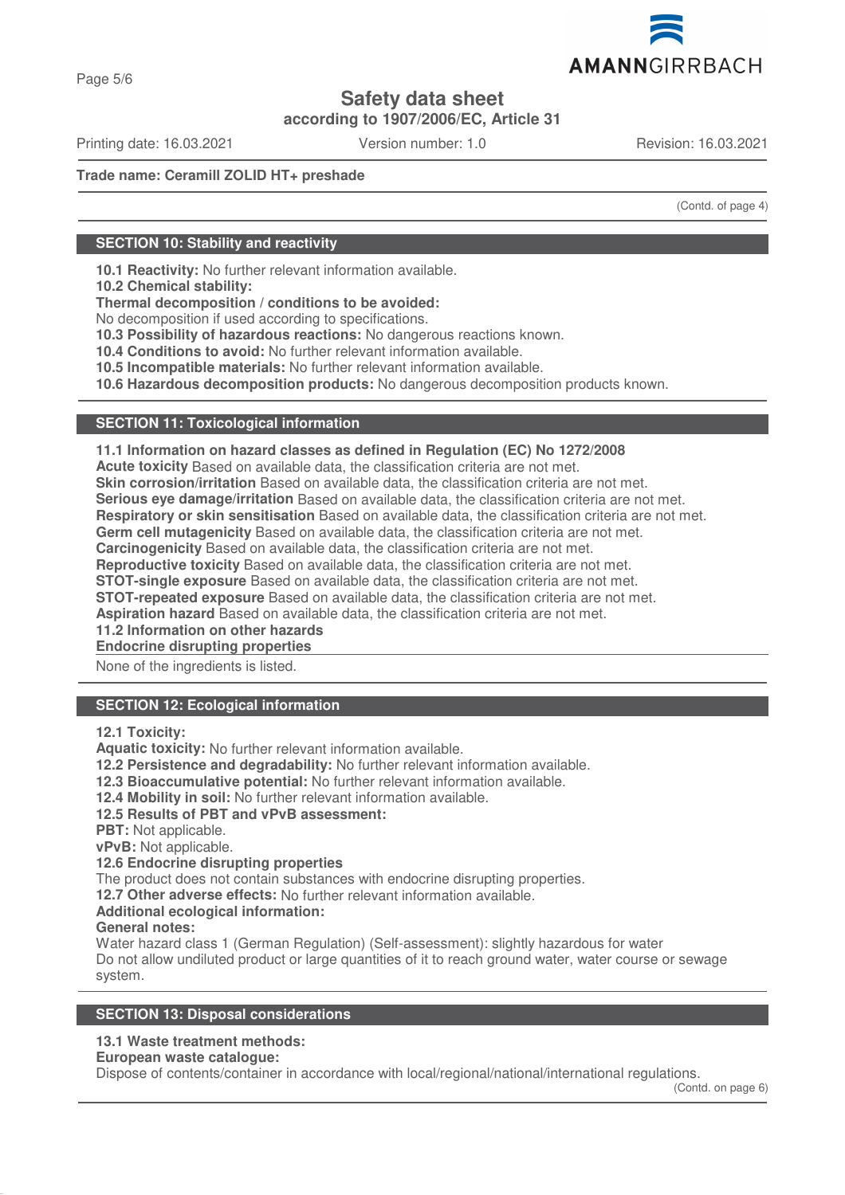**Trade name: Ceramill ZOLID HT+ preshade**

(Contd. of page 4)

## SECTION 10: Stability and reactivity

**10.1 Reactivity:** No further relevant information available.
**10.2 Chemical stability:**
**Thermal decomposition / conditions to be avoided:**
No decomposition if used according to specifications.
**10.3 Possibility of hazardous reactions:** No dangerous reactions known.
**10.4 Conditions to avoid:** No further relevant information available.
**10.5 Incompatible materials:** No further relevant information available.
**10.6 Hazardous decomposition products:** No dangerous decomposition products known.

## SECTION 11: Toxicological information

**11.1 Information on hazard classes as defined in Regulation (EC) No 1272/2008**
**Acute toxicity** Based on available data, the classification criteria are not met.
**Skin corrosion/irritation** Based on available data, the classification criteria are not met.
**Serious eye damage/irritation** Based on available data, the classification criteria are not met.
**Respiratory or skin sensitisation** Based on available data, the classification criteria are not met.
**Germ cell mutagenicity** Based on available data, the classification criteria are not met.
**Carcinogenicity** Based on available data, the classification criteria are not met.
**Reproductive toxicity** Based on available data, the classification criteria are not met.
**STOT-single exposure** Based on available data, the classification criteria are not met.
**STOT-repeated exposure** Based on available data, the classification criteria are not met.
**Aspiration hazard** Based on available data, the classification criteria are not met.
**11.2 Information on other hazards**
**Endocrine disrupting properties**

None of the ingredients is listed.

## SECTION 12: Ecological information

**12.1 Toxicity:**
**Aquatic toxicity:** No further relevant information available.
**12.2 Persistence and degradability:** No further relevant information available.
**12.3 Bioaccumulative potential:** No further relevant information available.
**12.4 Mobility in soil:** No further relevant information available.
**12.5 Results of PBT and vPvB assessment:**
**PBT:** Not applicable.
**vPvB:** Not applicable.
**12.6 Endocrine disrupting properties**
The product does not contain substances with endocrine disrupting properties.
**12.7 Other adverse effects:** No further relevant information available.
**Additional ecological information:**
**General notes:**
Water hazard class 1 (German Regulation) (Self-assessment): slightly hazardous for water
Do not allow undiluted product or large quantities of it to reach ground water, water course or sewage system.

## SECTION 13: Disposal considerations

**13.1 Waste treatment methods:**
**European waste catalogue:**
Dispose of contents/container in accordance with local/regional/national/international regulations.

(Contd. on page 6)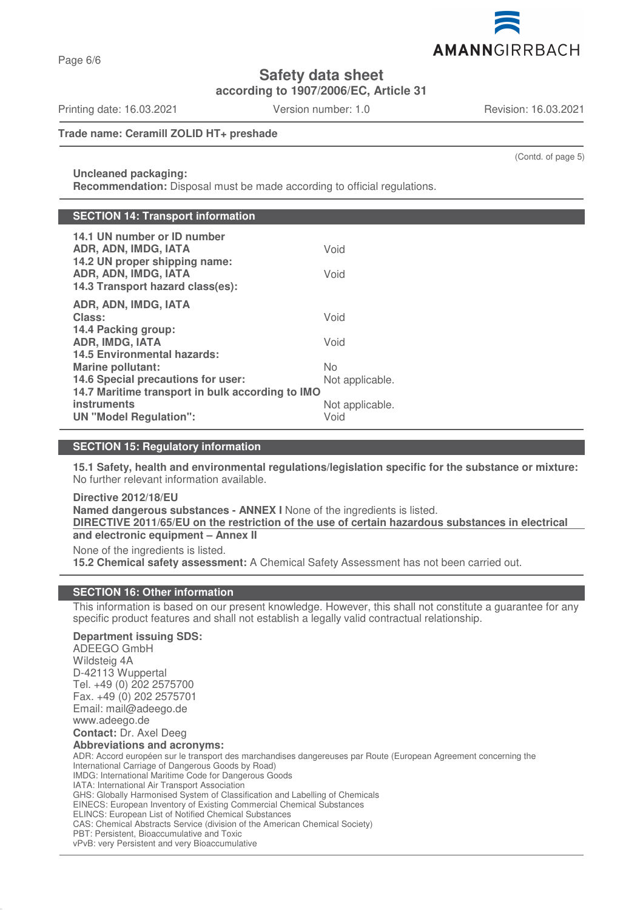(Contd. of page 5)

**Uncleaned packaging:**
**Recommendation:** Disposal must be made according to official regulations.

## SECTION 14: Transport information

| | |
|---|---|
| **14.1 UN number or ID number** | |
| **ADR, ADN, IMDG, IATA** | Void |
| **14.2 UN proper shipping name:** | |
| **ADR, ADN, IMDG, IATA** | Void |
| **14.3 Transport hazard class(es):** | |
| **ADR, ADN, IMDG, IATA** | |
| **Class:** | Void |
| **14.4 Packing group:** | |
| **ADR, IMDG, IATA** | Void |
| **14.5 Environmental hazards:** | |
| **Marine pollutant:** | No |
| **14.6 Special precautions for user:** | Not applicable. |
| **14.7 Maritime transport in bulk according to IMO instruments** | Not applicable. |
| **UN "Model Regulation":** | Void |

## SECTION 15: Regulatory information

**15.1 Safety, health and environmental regulations/legislation specific for the substance or mixture:**
No further relevant information available.

**Directive 2012/18/EU**
**Named dangerous substances - ANNEX I** None of the ingredients is listed.
**DIRECTIVE 2011/65/EU on the restriction of the use of certain hazardous substances in electrical and electronic equipment – Annex II**
None of the ingredients is listed.
**15.2 Chemical safety assessment:** A Chemical Safety Assessment has not been carried out.

## SECTION 16: Other information

This information is based on our present knowledge. However, this shall not constitute a guarantee for any specific product features and shall not establish a legally valid contractual relationship.

**Department issuing SDS:**
ADEEGO GmbH
Wildsteig 4A
D-42113 Wuppertal
Tel. +49 (0) 202 2575700
Fax. +49 (0) 202 2575701
Email: mail@adeego.de
www.adeego.de
**Contact:** Dr. Axel Deeg
**Abbreviations and acronyms:**
ADR: Accord européen sur le transport des marchandises dangereuses par Route (European Agreement concerning the International Carriage of Dangerous Goods by Road)
IMDG: International Maritime Code for Dangerous Goods
IATA: International Air Transport Association
GHS: Globally Harmonised System of Classification and Labelling of Chemicals
EINECS: European Inventory of Existing Commercial Chemical Substances
ELINCS: European List of Notified Chemical Substances
CAS: Chemical Abstracts Service (division of the American Chemical Society)
PBT: Persistent, Bioaccumulative and Toxic
vPvB: very Persistent and very Bioaccumulative